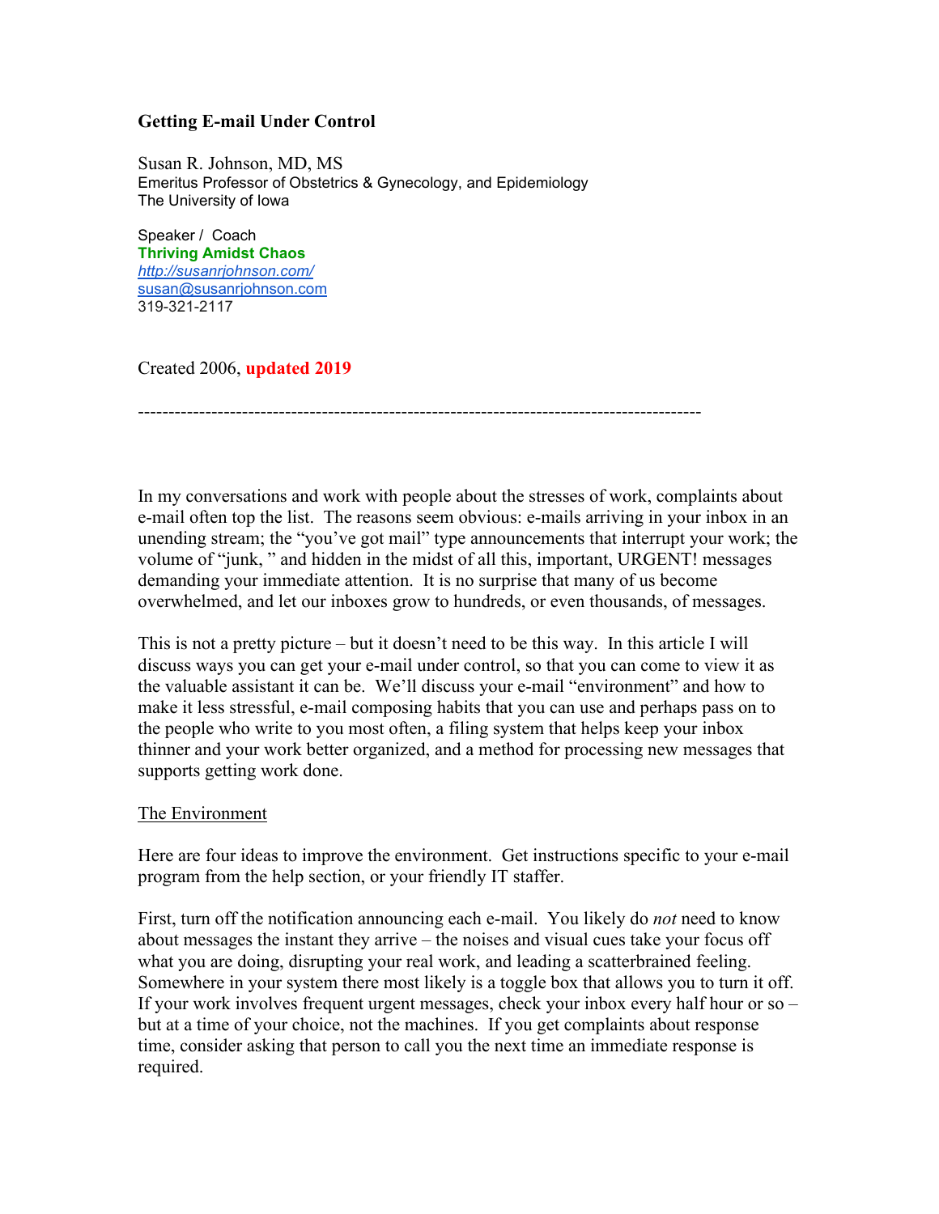# Getting E-mail Under Control

Susan R. Johnson, MD, MS
Emeritus Professor of Obstetrics & Gynecology, and Epidemiology
The University of Iowa

Speaker / Coach
**Thriving Amidst Chaos**
*http://susanrjohnson.com/*
susan@susanrjohnson.com
319-321-2117

Created 2006, **updated 2019**

---

In my conversations and work with people about the stresses of work, complaints about e-mail often top the list. The reasons seem obvious: e-mails arriving in your inbox in an unending stream; the "you've got mail" type announcements that interrupt your work; the volume of "junk, " and hidden in the midst of all this, important, URGENT! messages demanding your immediate attention. It is no surprise that many of us become overwhelmed, and let our inboxes grow to hundreds, or even thousands, of messages.

This is not a pretty picture – but it doesn't need to be this way. In this article I will discuss ways you can get your e-mail under control, so that you can come to view it as the valuable assistant it can be. We'll discuss your e-mail "environment" and how to make it less stressful, e-mail composing habits that you can use and perhaps pass on to the people who write to you most often, a filing system that helps keep your inbox thinner and your work better organized, and a method for processing new messages that supports getting work done.

## The Environment

Here are four ideas to improve the environment. Get instructions specific to your e-mail program from the help section, or your friendly IT staffer.

First, turn off the notification announcing each e-mail. You likely do *not* need to know about messages the instant they arrive – the noises and visual cues take your focus off what you are doing, disrupting your real work, and leading a scatterbrained feeling. Somewhere in your system there most likely is a toggle box that allows you to turn it off. If your work involves frequent urgent messages, check your inbox every half hour or so – but at a time of your choice, not the machines. If you get complaints about response time, consider asking that person to call you the next time an immediate response is required.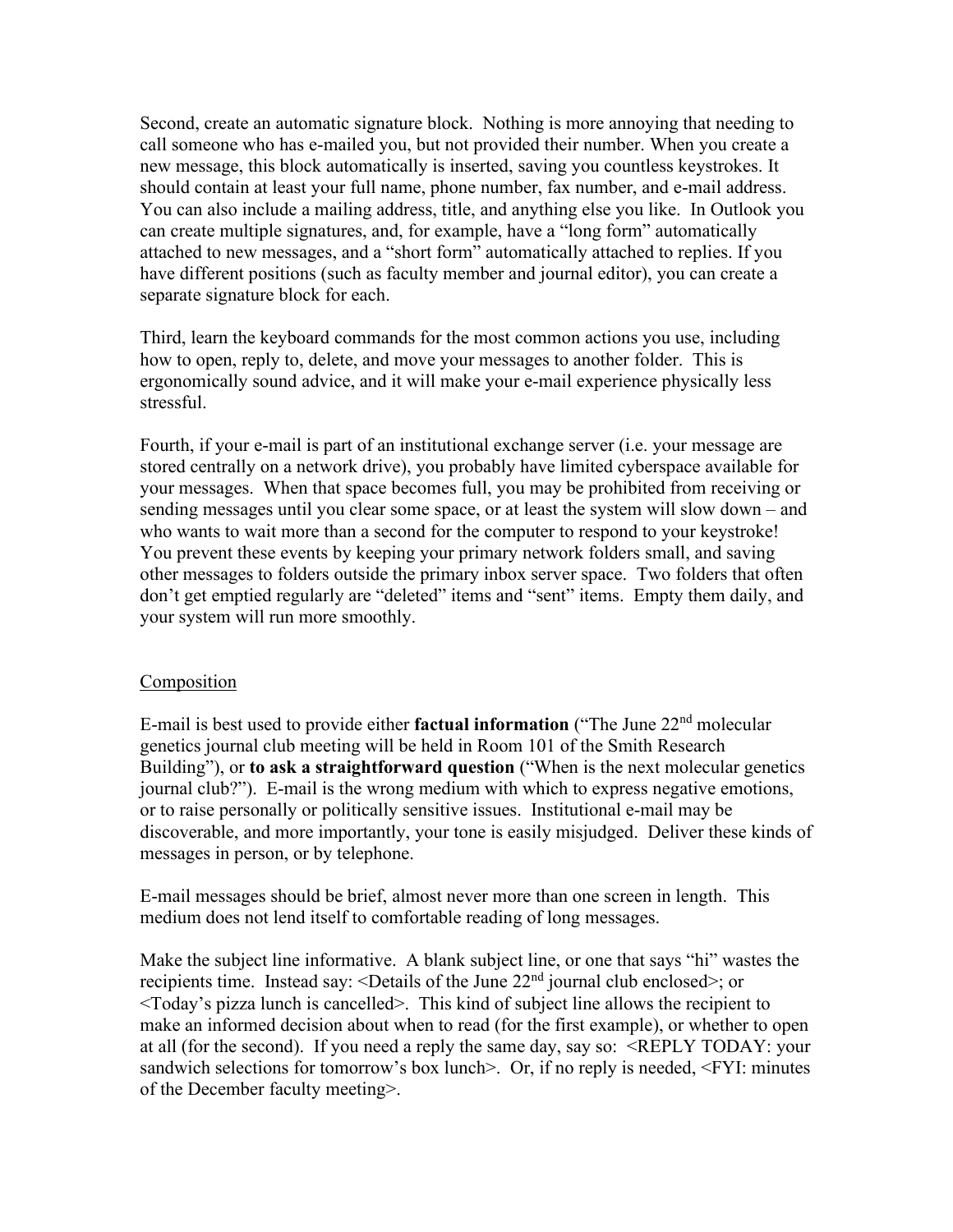Second, create an automatic signature block. Nothing is more annoying that needing to call someone who has e-mailed you, but not provided their number. When you create a new message, this block automatically is inserted, saving you countless keystrokes. It should contain at least your full name, phone number, fax number, and e-mail address. You can also include a mailing address, title, and anything else you like. In Outlook you can create multiple signatures, and, for example, have a "long form" automatically attached to new messages, and a "short form" automatically attached to replies. If you have different positions (such as faculty member and journal editor), you can create a separate signature block for each.

Third, learn the keyboard commands for the most common actions you use, including how to open, reply to, delete, and move your messages to another folder. This is ergonomically sound advice, and it will make your e-mail experience physically less stressful.

Fourth, if your e-mail is part of an institutional exchange server (i.e. your message are stored centrally on a network drive), you probably have limited cyberspace available for your messages. When that space becomes full, you may be prohibited from receiving or sending messages until you clear some space, or at least the system will slow down – and who wants to wait more than a second for the computer to respond to your keystroke! You prevent these events by keeping your primary network folders small, and saving other messages to folders outside the primary inbox server space. Two folders that often don't get emptied regularly are "deleted" items and "sent" items. Empty them daily, and your system will run more smoothly.

## Composition

E-mail is best used to provide either **factual information** ("The June 22nd molecular genetics journal club meeting will be held in Room 101 of the Smith Research Building"), or **to ask a straightforward question** ("When is the next molecular genetics journal club?"). E-mail is the wrong medium with which to express negative emotions, or to raise personally or politically sensitive issues. Institutional e-mail may be discoverable, and more importantly, your tone is easily misjudged. Deliver these kinds of messages in person, or by telephone.

E-mail messages should be brief, almost never more than one screen in length. This medium does not lend itself to comfortable reading of long messages.

Make the subject line informative. A blank subject line, or one that says "hi" wastes the recipients time. Instead say: <Details of the June 22nd journal club enclosed>; or <Today's pizza lunch is cancelled>. This kind of subject line allows the recipient to make an informed decision about when to read (for the first example), or whether to open at all (for the second). If you need a reply the same day, say so: <REPLY TODAY: your sandwich selections for tomorrow's box lunch>. Or, if no reply is needed, <FYI: minutes of the December faculty meeting>.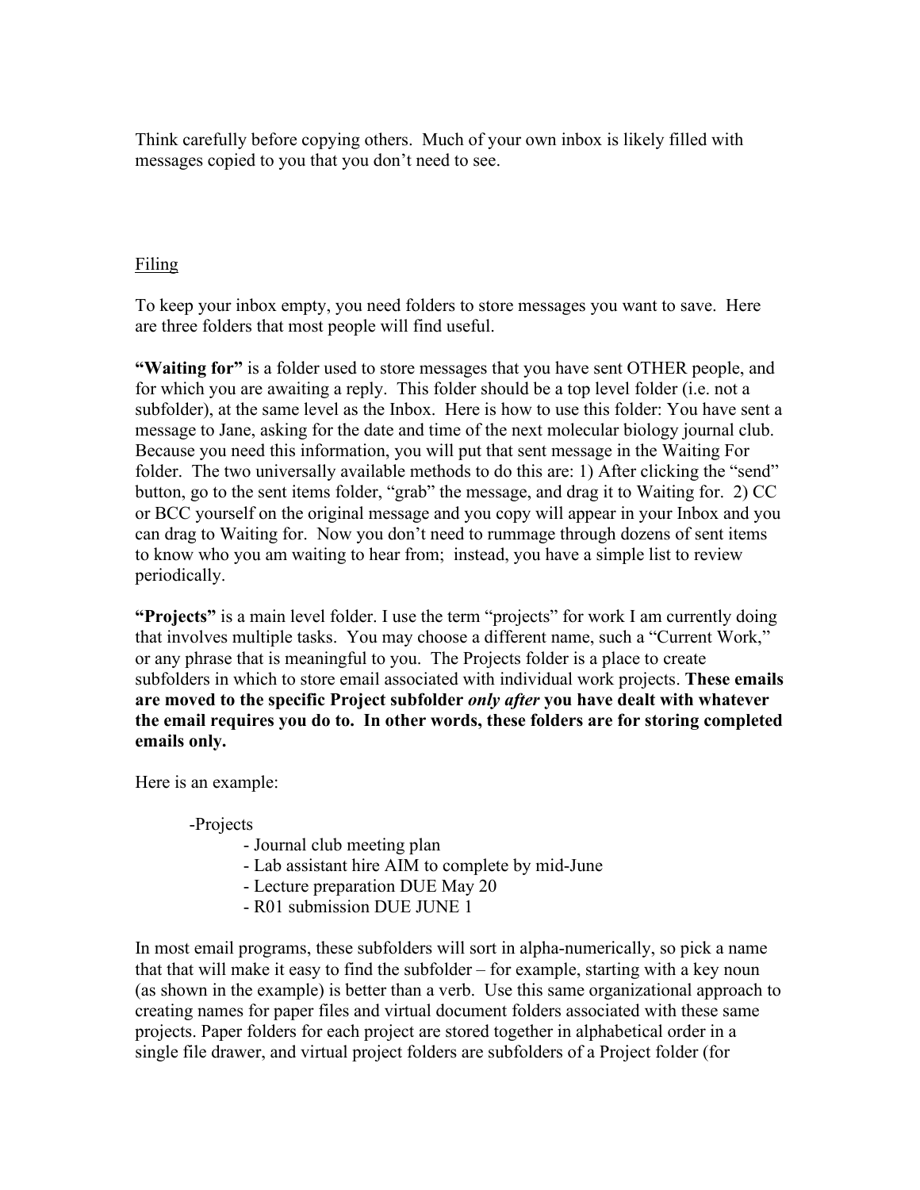Think carefully before copying others. Much of your own inbox is likely filled with messages copied to you that you don't need to see.

## Filing

To keep your inbox empty, you need folders to store messages you want to save. Here are three folders that most people will find useful.

**"Waiting for"** is a folder used to store messages that you have sent OTHER people, and for which you are awaiting a reply. This folder should be a top level folder (i.e. not a subfolder), at the same level as the Inbox. Here is how to use this folder: You have sent a message to Jane, asking for the date and time of the next molecular biology journal club. Because you need this information, you will put that sent message in the Waiting For folder. The two universally available methods to do this are: 1) After clicking the "send" button, go to the sent items folder, "grab" the message, and drag it to Waiting for. 2) CC or BCC yourself on the original message and you copy will appear in your Inbox and you can drag to Waiting for. Now you don't need to rummage through dozens of sent items to know who you am waiting to hear from; instead, you have a simple list to review periodically.

**"Projects"** is a main level folder. I use the term "projects" for work I am currently doing that involves multiple tasks. You may choose a different name, such a "Current Work," or any phrase that is meaningful to you. The Projects folder is a place to create subfolders in which to store email associated with individual work projects. **These emails are moved to the specific Project subfolder *only after* you have dealt with whatever the email requires you do to. In other words, these folders are for storing completed emails only.**

Here is an example:

- Projects
  - Journal club meeting plan
  - Lab assistant hire AIM to complete by mid-June
  - Lecture preparation DUE May 20
  - R01 submission DUE JUNE 1

In most email programs, these subfolders will sort in alpha-numerically, so pick a name that that will make it easy to find the subfolder – for example, starting with a key noun (as shown in the example) is better than a verb. Use this same organizational approach to creating names for paper files and virtual document folders associated with these same projects. Paper folders for each project are stored together in alphabetical order in a single file drawer, and virtual project folders are subfolders of a Project folder (for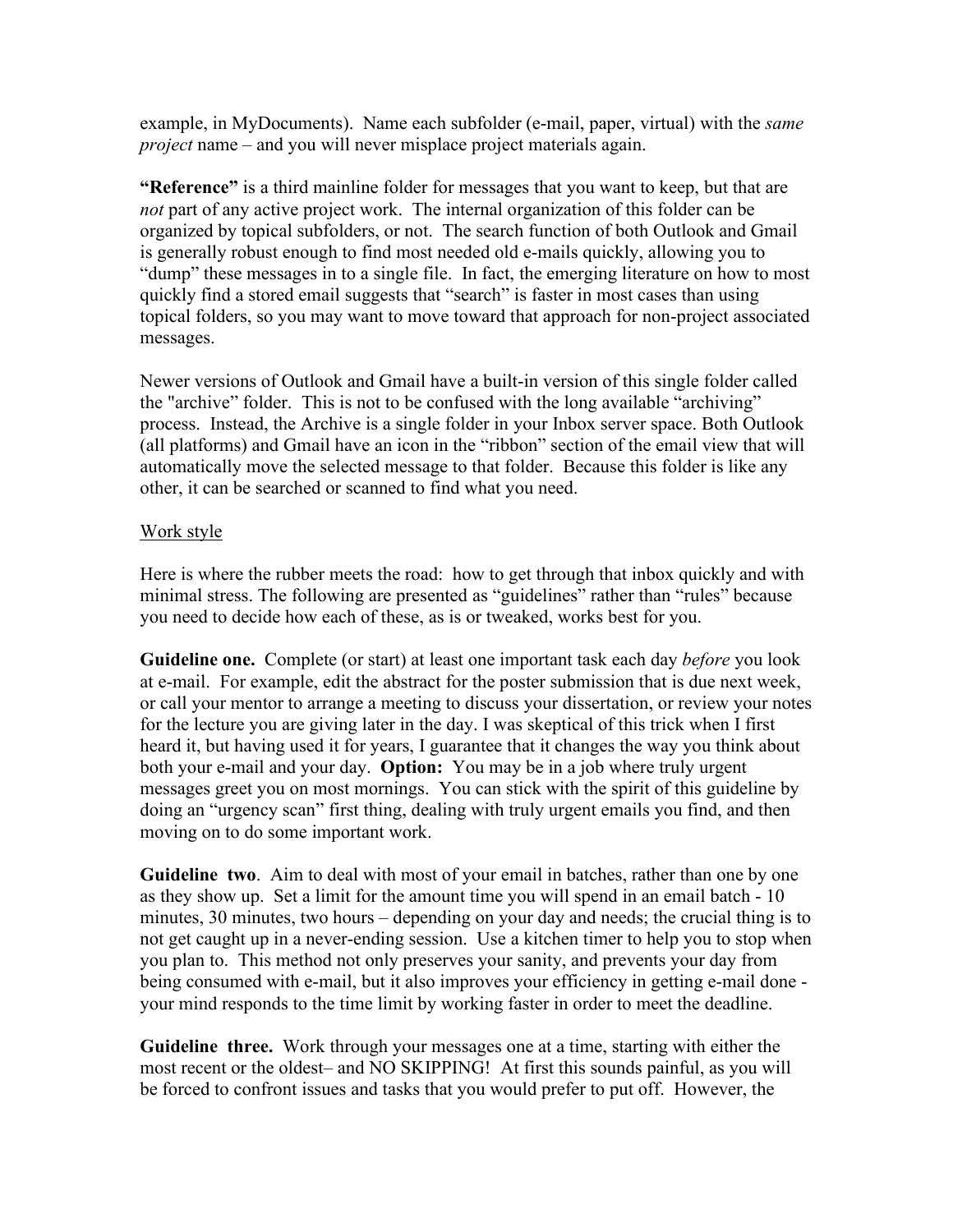example, in MyDocuments). Name each subfolder (e-mail, paper, virtual) with the *same project* name – and you will never misplace project materials again.

**"Reference"** is a third mainline folder for messages that you want to keep, but that are *not* part of any active project work. The internal organization of this folder can be organized by topical subfolders, or not. The search function of both Outlook and Gmail is generally robust enough to find most needed old e-mails quickly, allowing you to "dump" these messages in to a single file. In fact, the emerging literature on how to most quickly find a stored email suggests that "search" is faster in most cases than using topical folders, so you may want to move toward that approach for non-project associated messages.

Newer versions of Outlook and Gmail have a built-in version of this single folder called the "archive" folder. This is not to be confused with the long available "archiving" process. Instead, the Archive is a single folder in your Inbox server space. Both Outlook (all platforms) and Gmail have an icon in the "ribbon" section of the email view that will automatically move the selected message to that folder. Because this folder is like any other, it can be searched or scanned to find what you need.

<u>Work style</u>

Here is where the rubber meets the road: how to get through that inbox quickly and with minimal stress. The following are presented as "guidelines" rather than "rules" because you need to decide how each of these, as is or tweaked, works best for you.

**Guideline one.** Complete (or start) at least one important task each day *before* you look at e-mail. For example, edit the abstract for the poster submission that is due next week, or call your mentor to arrange a meeting to discuss your dissertation, or review your notes for the lecture you are giving later in the day. I was skeptical of this trick when I first heard it, but having used it for years, I guarantee that it changes the way you think about both your e-mail and your day. **Option:** You may be in a job where truly urgent messages greet you on most mornings. You can stick with the spirit of this guideline by doing an "urgency scan" first thing, dealing with truly urgent emails you find, and then moving on to do some important work.

**Guideline two**. Aim to deal with most of your email in batches, rather than one by one as they show up. Set a limit for the amount time you will spend in an email batch - 10 minutes, 30 minutes, two hours – depending on your day and needs; the crucial thing is to not get caught up in a never-ending session. Use a kitchen timer to help you to stop when you plan to. This method not only preserves your sanity, and prevents your day from being consumed with e-mail, but it also improves your efficiency in getting e-mail done - your mind responds to the time limit by working faster in order to meet the deadline.

**Guideline three.** Work through your messages one at a time, starting with either the most recent or the oldest– and NO SKIPPING! At first this sounds painful, as you will be forced to confront issues and tasks that you would prefer to put off. However, the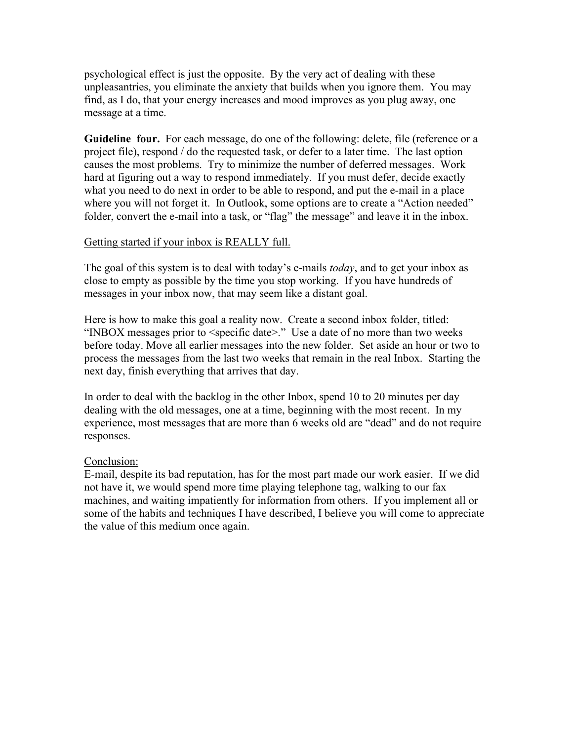psychological effect is just the opposite. By the very act of dealing with these unpleasantries, you eliminate the anxiety that builds when you ignore them. You may find, as I do, that your energy increases and mood improves as you plug away, one message at a time.

**Guideline four.** For each message, do one of the following: delete, file (reference or a project file), respond / do the requested task, or defer to a later time. The last option causes the most problems. Try to minimize the number of deferred messages. Work hard at figuring out a way to respond immediately. If you must defer, decide exactly what you need to do next in order to be able to respond, and put the e-mail in a place where you will not forget it. In Outlook, some options are to create a "Action needed" folder, convert the e-mail into a task, or "flag" the message" and leave it in the inbox.

<u>Getting started if your inbox is REALLY full.</u>

The goal of this system is to deal with today's e-mails *today*, and to get your inbox as close to empty as possible by the time you stop working. If you have hundreds of messages in your inbox now, that may seem like a distant goal.

Here is how to make this goal a reality now. Create a second inbox folder, titled: "INBOX messages prior to <specific date>." Use a date of no more than two weeks before today. Move all earlier messages into the new folder. Set aside an hour or two to process the messages from the last two weeks that remain in the real Inbox. Starting the next day, finish everything that arrives that day.

In order to deal with the backlog in the other Inbox, spend 10 to 20 minutes per day dealing with the old messages, one at a time, beginning with the most recent. In my experience, most messages that are more than 6 weeks old are "dead" and do not require responses.

<u>Conclusion:</u>

E-mail, despite its bad reputation, has for the most part made our work easier. If we did not have it, we would spend more time playing telephone tag, walking to our fax machines, and waiting impatiently for information from others. If you implement all or some of the habits and techniques I have described, I believe you will come to appreciate the value of this medium once again.